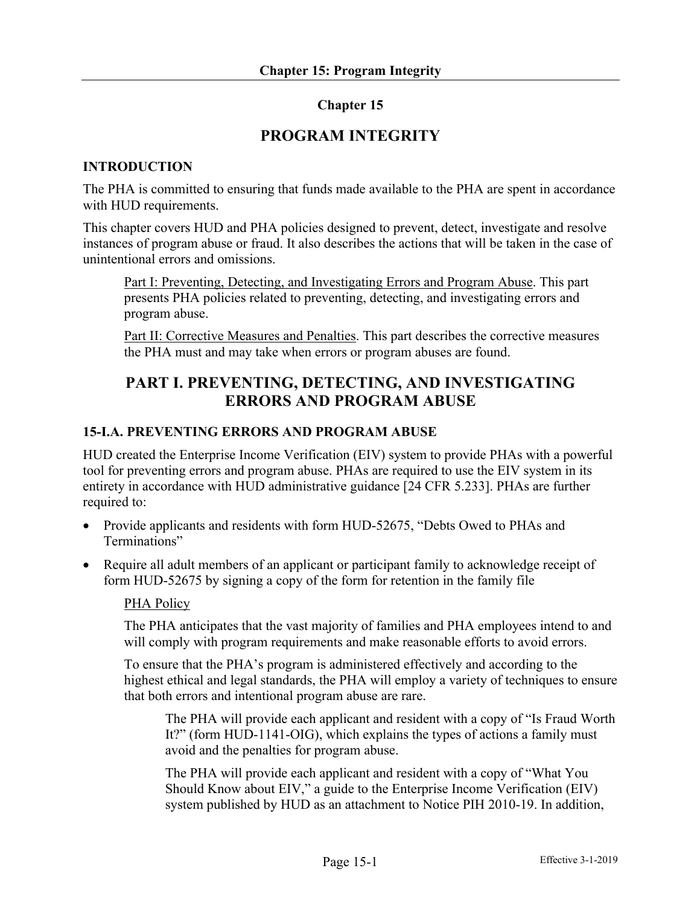# Chapter 15

# PROGRAM INTEGRITY

## INTRODUCTION

The PHA is committed to ensuring that funds made available to the PHA are spent in accordance with HUD requirements.

This chapter covers HUD and PHA policies designed to prevent, detect, investigate and resolve instances of program abuse or fraud. It also describes the actions that will be taken in the case of unintentional errors and omissions.

> Part I: Preventing, Detecting, and Investigating Errors and Program Abuse. This part presents PHA policies related to preventing, detecting, and investigating errors and program abuse.
>
> Part II: Corrective Measures and Penalties. This part describes the corrective measures the PHA must and may take when errors or program abuses are found.

## PART I. PREVENTING, DETECTING, AND INVESTIGATING ERRORS AND PROGRAM ABUSE

### 15-I.A. PREVENTING ERRORS AND PROGRAM ABUSE

HUD created the Enterprise Income Verification (EIV) system to provide PHAs with a powerful tool for preventing errors and program abuse. PHAs are required to use the EIV system in its entirety in accordance with HUD administrative guidance [24 CFR 5.233]. PHAs are further required to:

- Provide applicants and residents with form HUD-52675, "Debts Owed to PHAs and Terminations"
- Require all adult members of an applicant or participant family to acknowledge receipt of form HUD-52675 by signing a copy of the form for retention in the family file

PHA Policy

The PHA anticipates that the vast majority of families and PHA employees intend to and will comply with program requirements and make reasonable efforts to avoid errors.

To ensure that the PHA's program is administered effectively and according to the highest ethical and legal standards, the PHA will employ a variety of techniques to ensure that both errors and intentional program abuse are rare.

The PHA will provide each applicant and resident with a copy of "Is Fraud Worth It?" (form HUD-1141-OIG), which explains the types of actions a family must avoid and the penalties for program abuse.

The PHA will provide each applicant and resident with a copy of "What You Should Know about EIV," a guide to the Enterprise Income Verification (EIV) system published by HUD as an attachment to Notice PIH 2010-19. In addition,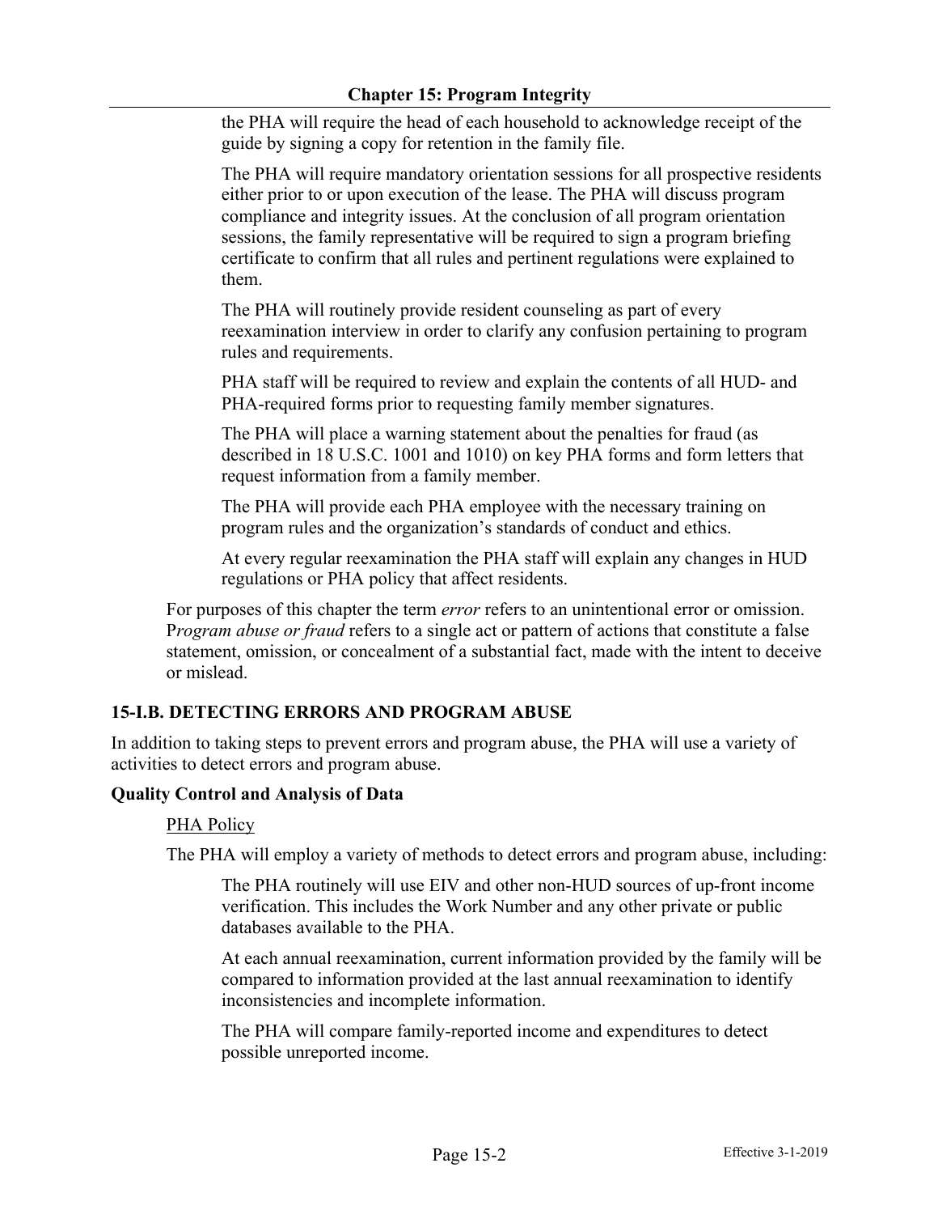the PHA will require the head of each household to acknowledge receipt of the guide by signing a copy for retention in the family file.

The PHA will require mandatory orientation sessions for all prospective residents either prior to or upon execution of the lease. The PHA will discuss program compliance and integrity issues. At the conclusion of all program orientation sessions, the family representative will be required to sign a program briefing certificate to confirm that all rules and pertinent regulations were explained to them.

The PHA will routinely provide resident counseling as part of every reexamination interview in order to clarify any confusion pertaining to program rules and requirements.

PHA staff will be required to review and explain the contents of all HUD- and PHA-required forms prior to requesting family member signatures.

The PHA will place a warning statement about the penalties for fraud (as described in 18 U.S.C. 1001 and 1010) on key PHA forms and form letters that request information from a family member.

The PHA will provide each PHA employee with the necessary training on program rules and the organization's standards of conduct and ethics.

At every regular reexamination the PHA staff will explain any changes in HUD regulations or PHA policy that affect residents.

For purposes of this chapter the term *error* refers to an unintentional error or omission. P*rogram abuse or fraud* refers to a single act or pattern of actions that constitute a false statement, omission, or concealment of a substantial fact, made with the intent to deceive or mislead.

## 15-I.B. DETECTING ERRORS AND PROGRAM ABUSE

In addition to taking steps to prevent errors and program abuse, the PHA will use a variety of activities to detect errors and program abuse.

### Quality Control and Analysis of Data

PHA Policy

The PHA will employ a variety of methods to detect errors and program abuse, including:

The PHA routinely will use EIV and other non-HUD sources of up-front income verification. This includes the Work Number and any other private or public databases available to the PHA.

At each annual reexamination, current information provided by the family will be compared to information provided at the last annual reexamination to identify inconsistencies and incomplete information.

The PHA will compare family-reported income and expenditures to detect possible unreported income.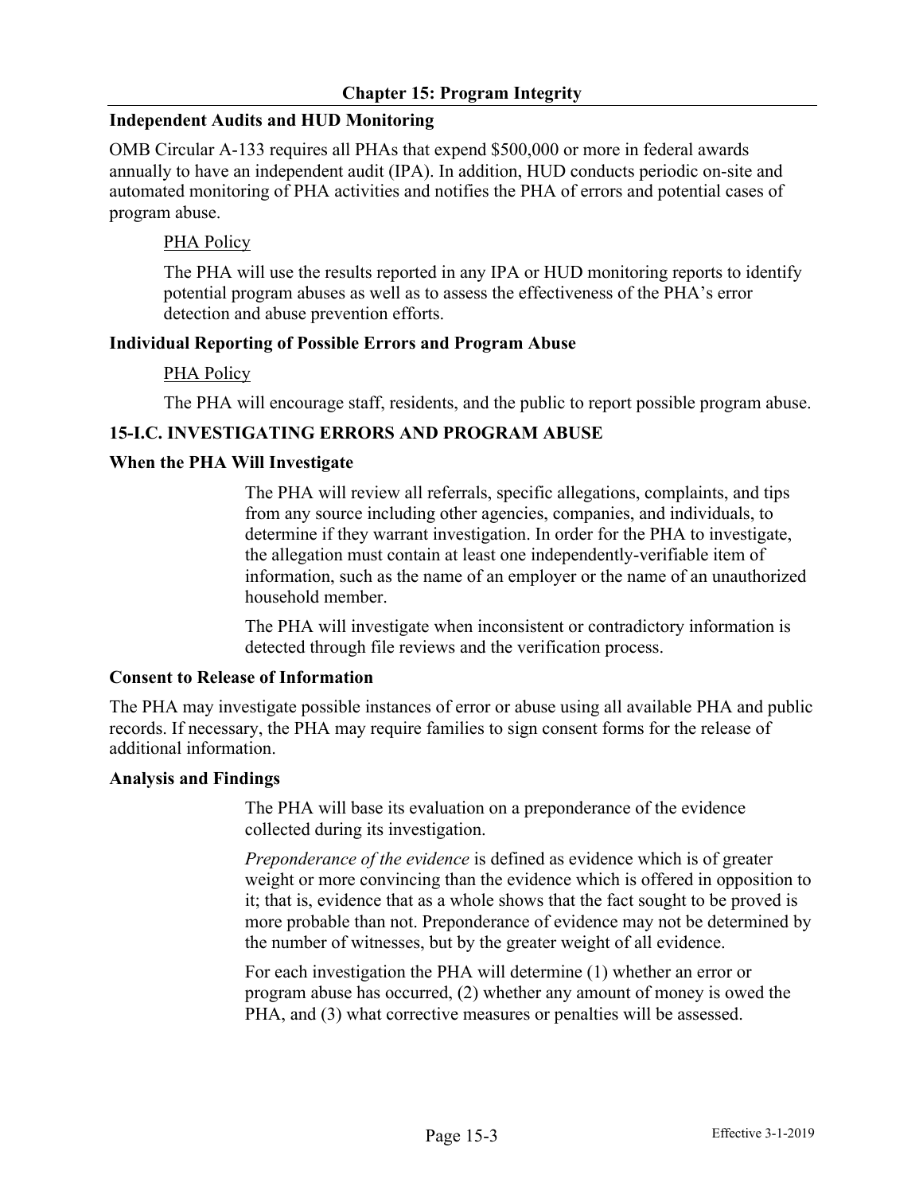### Independent Audits and HUD Monitoring

OMB Circular A-133 requires all PHAs that expend $500,000 or more in federal awards annually to have an independent audit (IPA). In addition, HUD conducts periodic on-site and automated monitoring of PHA activities and notifies the PHA of errors and potential cases of program abuse.

PHA Policy

The PHA will use the results reported in any IPA or HUD monitoring reports to identify potential program abuses as well as to assess the effectiveness of the PHA's error detection and abuse prevention efforts.

### Individual Reporting of Possible Errors and Program Abuse

PHA Policy

The PHA will encourage staff, residents, and the public to report possible program abuse.

## 15-I.C. INVESTIGATING ERRORS AND PROGRAM ABUSE

### When the PHA Will Investigate

The PHA will review all referrals, specific allegations, complaints, and tips from any source including other agencies, companies, and individuals, to determine if they warrant investigation. In order for the PHA to investigate, the allegation must contain at least one independently-verifiable item of information, such as the name of an employer or the name of an unauthorized household member.

The PHA will investigate when inconsistent or contradictory information is detected through file reviews and the verification process.

### Consent to Release of Information

The PHA may investigate possible instances of error or abuse using all available PHA and public records. If necessary, the PHA may require families to sign consent forms for the release of additional information.

### Analysis and Findings

The PHA will base its evaluation on a preponderance of the evidence collected during its investigation.

*Preponderance of the evidence* is defined as evidence which is of greater weight or more convincing than the evidence which is offered in opposition to it; that is, evidence that as a whole shows that the fact sought to be proved is more probable than not. Preponderance of evidence may not be determined by the number of witnesses, but by the greater weight of all evidence.

For each investigation the PHA will determine (1) whether an error or program abuse has occurred, (2) whether any amount of money is owed the PHA, and (3) what corrective measures or penalties will be assessed.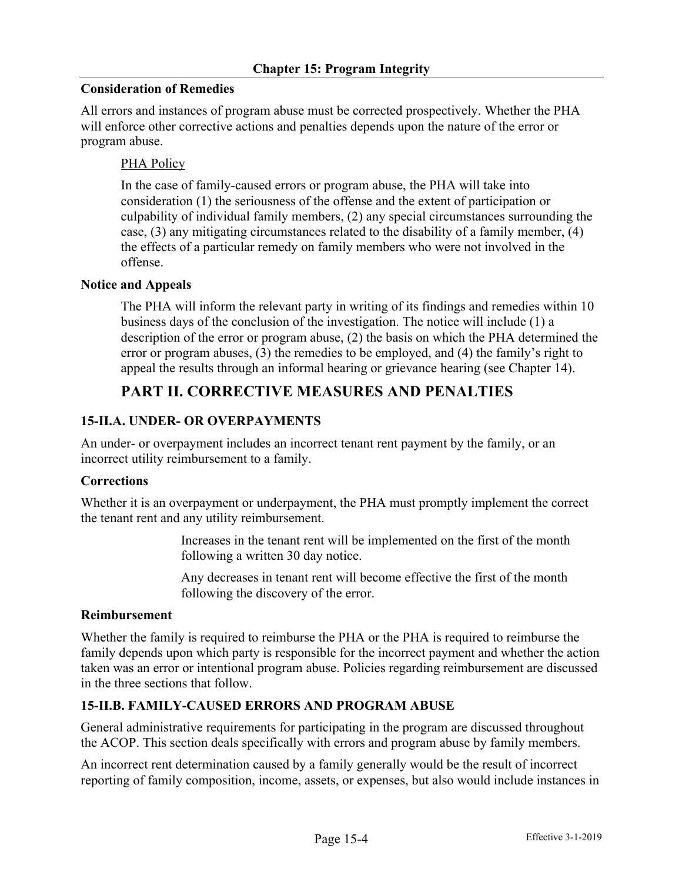**Consideration of Remedies**

All errors and instances of program abuse must be corrected prospectively. Whether the PHA will enforce other corrective actions and penalties depends upon the nature of the error or program abuse.

PHA Policy

In the case of family-caused errors or program abuse, the PHA will take into consideration (1) the seriousness of the offense and the extent of participation or culpability of individual family members, (2) any special circumstances surrounding the case, (3) any mitigating circumstances related to the disability of a family member, (4) the effects of a particular remedy on family members who were not involved in the offense.

**Notice and Appeals**

The PHA will inform the relevant party in writing of its findings and remedies within 10 business days of the conclusion of the investigation. The notice will include (1) a description of the error or program abuse, (2) the basis on which the PHA determined the error or program abuses, (3) the remedies to be employed, and (4) the family's right to appeal the results through an informal hearing or grievance hearing (see Chapter 14).

## PART II. CORRECTIVE MEASURES AND PENALTIES

### 15-II.A. UNDER- OR OVERPAYMENTS

An under- or overpayment includes an incorrect tenant rent payment by the family, or an incorrect utility reimbursement to a family.

**Corrections**

Whether it is an overpayment or underpayment, the PHA must promptly implement the correct the tenant rent and any utility reimbursement.

Increases in the tenant rent will be implemented on the first of the month following a written 30 day notice.

Any decreases in tenant rent will become effective the first of the month following the discovery of the error.

**Reimbursement**

Whether the family is required to reimburse the PHA or the PHA is required to reimburse the family depends upon which party is responsible for the incorrect payment and whether the action taken was an error or intentional program abuse. Policies regarding reimbursement are discussed in the three sections that follow.

### 15-II.B. FAMILY-CAUSED ERRORS AND PROGRAM ABUSE

General administrative requirements for participating in the program are discussed throughout the ACOP. This section deals specifically with errors and program abuse by family members.

An incorrect rent determination caused by a family generally would be the result of incorrect reporting of family composition, income, assets, or expenses, but also would include instances in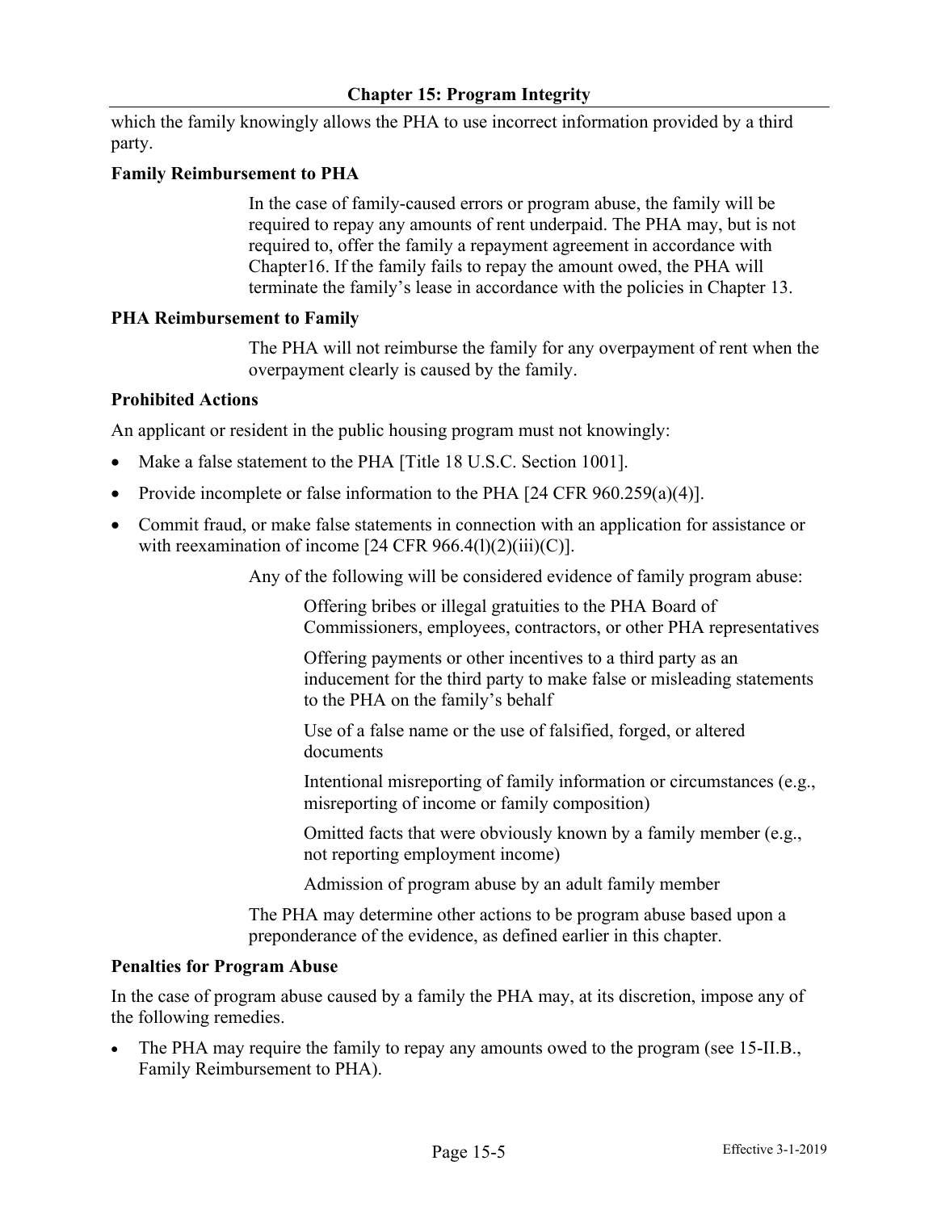which the family knowingly allows the PHA to use incorrect information provided by a third party.

**Family Reimbursement to PHA**

In the case of family-caused errors or program abuse, the family will be required to repay any amounts of rent underpaid. The PHA may, but is not required to, offer the family a repayment agreement in accordance with Chapter16. If the family fails to repay the amount owed, the PHA will terminate the family's lease in accordance with the policies in Chapter 13.

**PHA Reimbursement to Family**

The PHA will not reimburse the family for any overpayment of rent when the overpayment clearly is caused by the family.

**Prohibited Actions**

An applicant or resident in the public housing program must not knowingly:

- Make a false statement to the PHA [Title 18 U.S.C. Section 1001].
- Provide incomplete or false information to the PHA [24 CFR 960.259(a)(4)].
- Commit fraud, or make false statements in connection with an application for assistance or with reexamination of income [24 CFR 966.4(l)(2)(iii)(C)].

Any of the following will be considered evidence of family program abuse:

Offering bribes or illegal gratuities to the PHA Board of Commissioners, employees, contractors, or other PHA representatives

Offering payments or other incentives to a third party as an inducement for the third party to make false or misleading statements to the PHA on the family's behalf

Use of a false name or the use of falsified, forged, or altered documents

Intentional misreporting of family information or circumstances (e.g., misreporting of income or family composition)

Omitted facts that were obviously known by a family member (e.g., not reporting employment income)

Admission of program abuse by an adult family member

The PHA may determine other actions to be program abuse based upon a preponderance of the evidence, as defined earlier in this chapter.

**Penalties for Program Abuse**

In the case of program abuse caused by a family the PHA may, at its discretion, impose any of the following remedies.

- The PHA may require the family to repay any amounts owed to the program (see 15-II.B., Family Reimbursement to PHA).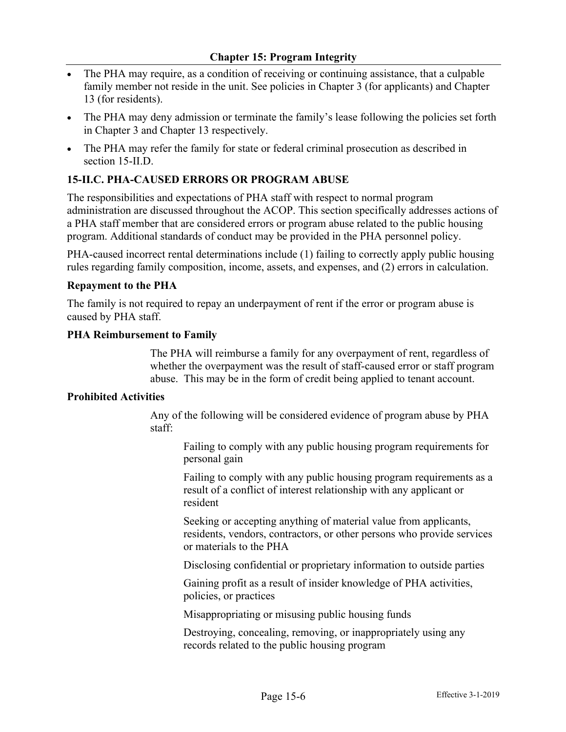- The PHA may require, as a condition of receiving or continuing assistance, that a culpable family member not reside in the unit. See policies in Chapter 3 (for applicants) and Chapter 13 (for residents).
- The PHA may deny admission or terminate the family's lease following the policies set forth in Chapter 3 and Chapter 13 respectively.
- The PHA may refer the family for state or federal criminal prosecution as described in section 15-II.D.

### 15-II.C. PHA-CAUSED ERRORS OR PROGRAM ABUSE

The responsibilities and expectations of PHA staff with respect to normal program administration are discussed throughout the ACOP. This section specifically addresses actions of a PHA staff member that are considered errors or program abuse related to the public housing program. Additional standards of conduct may be provided in the PHA personnel policy.

PHA-caused incorrect rental determinations include (1) failing to correctly apply public housing rules regarding family composition, income, assets, and expenses, and (2) errors in calculation.

**Repayment to the PHA**

The family is not required to repay an underpayment of rent if the error or program abuse is caused by PHA staff.

**PHA Reimbursement to Family**

> The PHA will reimburse a family for any overpayment of rent, regardless of whether the overpayment was the result of staff-caused error or staff program abuse. This may be in the form of credit being applied to tenant account.

**Prohibited Activities**

> Any of the following will be considered evidence of program abuse by PHA staff:
>
> > Failing to comply with any public housing program requirements for personal gain
> >
> > Failing to comply with any public housing program requirements as a result of a conflict of interest relationship with any applicant or resident
> >
> > Seeking or accepting anything of material value from applicants, residents, vendors, contractors, or other persons who provide services or materials to the PHA
> >
> > Disclosing confidential or proprietary information to outside parties
> >
> > Gaining profit as a result of insider knowledge of PHA activities, policies, or practices
> >
> > Misappropriating or misusing public housing funds
> >
> > Destroying, concealing, removing, or inappropriately using any records related to the public housing program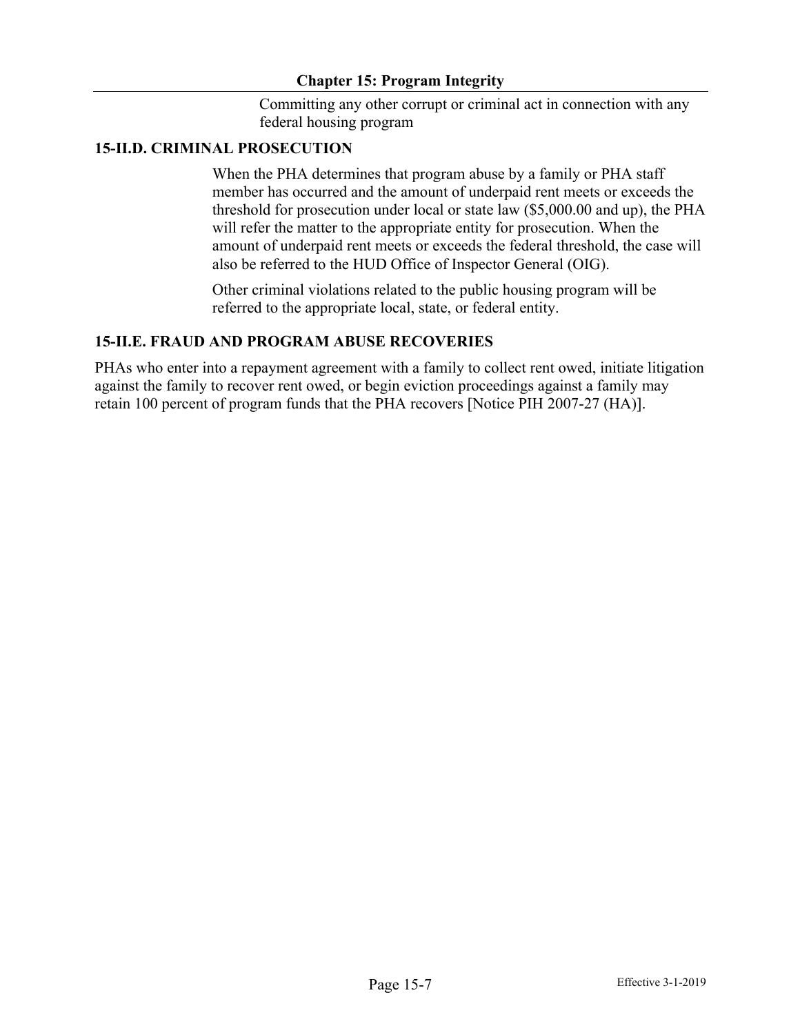Committing any other corrupt or criminal act in connection with any federal housing program

### 15-II.D. CRIMINAL PROSECUTION

When the PHA determines that program abuse by a family or PHA staff member has occurred and the amount of underpaid rent meets or exceeds the threshold for prosecution under local or state law ($5,000.00 and up), the PHA will refer the matter to the appropriate entity for prosecution. When the amount of underpaid rent meets or exceeds the federal threshold, the case will also be referred to the HUD Office of Inspector General (OIG).

Other criminal violations related to the public housing program will be referred to the appropriate local, state, or federal entity.

### 15-II.E. FRAUD AND PROGRAM ABUSE RECOVERIES

PHAs who enter into a repayment agreement with a family to collect rent owed, initiate litigation against the family to recover rent owed, or begin eviction proceedings against a family may retain 100 percent of program funds that the PHA recovers [Notice PIH 2007-27 (HA)].